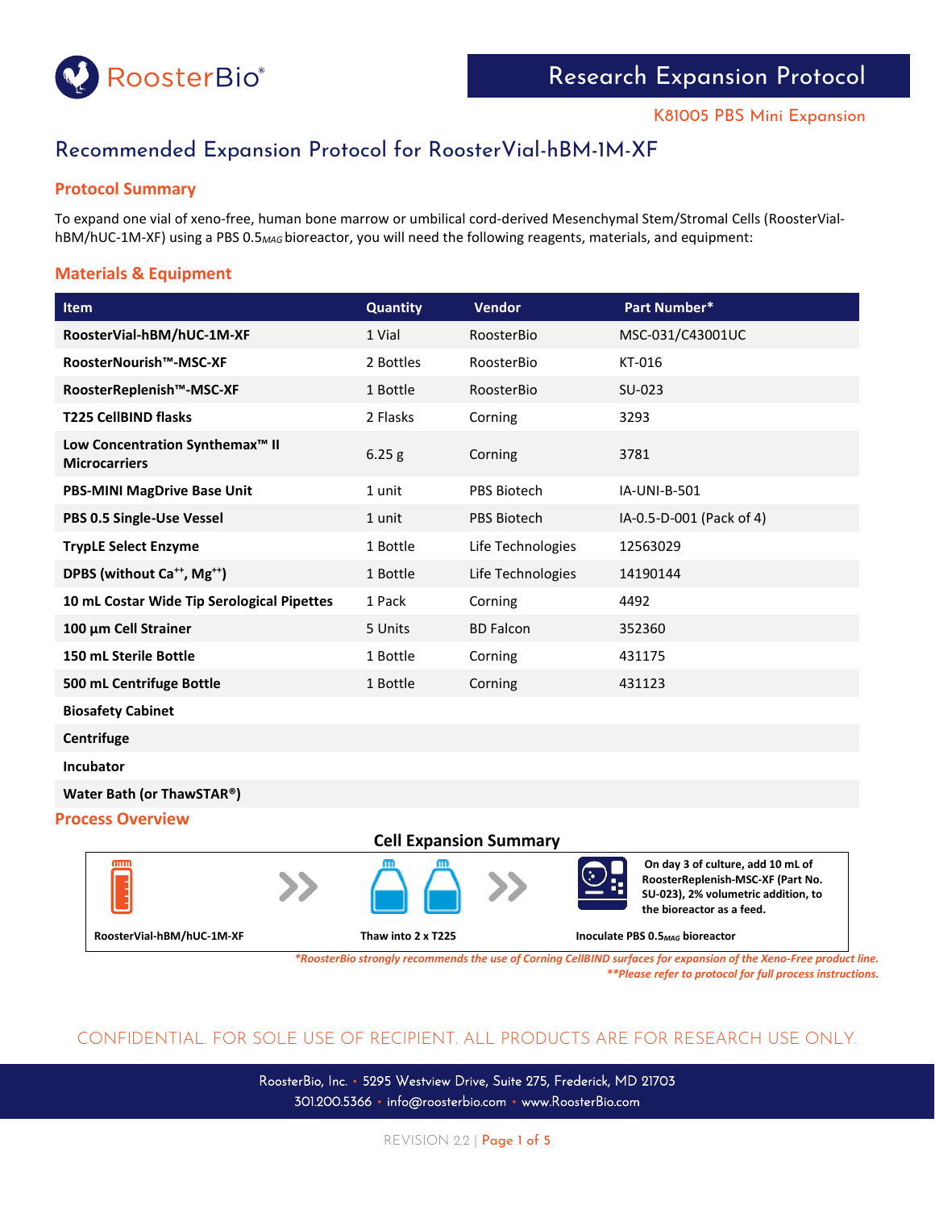Rooster**Bio**®

# Research Expansion Protocol

K81005 PBS Mini Expansion

## Recommended Expansion Protocol for RoosterVial-hBM-1M-XF

### Protocol Summary

To expand one vial of xeno-free, human bone marrow or umbilical cord-derived Mesenchymal Stem/Stromal Cells (RoosterVial-hBM/hUC-1M-XF) using a PBS $0.5_{MAG}$ bioreactor, you will need the following reagents, materials, and equipment:

### Materials & Equipment

| Item | Quantity | Vendor | Part Number* |
|---|---|---|---|
| **RoosterVial-hBM/hUC-1M-XF** | 1 Vial | RoosterBio | MSC-031/C43001UC |
| **RoosterNourish™-MSC-XF** | 2 Bottles | RoosterBio | KT-016 |
| **RoosterReplenish™-MSC-XF** | 1 Bottle | RoosterBio | SU-023 |
| **T225 CellBIND flasks** | 2 Flasks | Corning | 3293 |
| **Low Concentration Synthemax™ II Microcarriers** | 6.25 g | Corning | 3781 |
| **PBS-MINI MagDrive Base Unit** | 1 unit | PBS Biotech | IA-UNI-B-501 |
| **PBS 0.5 Single-Use Vessel** | 1 unit | PBS Biotech | IA-0.5-D-001 (Pack of 4) |
| **TrypLE Select Enzyme** | 1 Bottle | Life Technologies | 12563029 |
| **DPBS (without $Ca^{++}$, $Mg^{++}$)** | 1 Bottle | Life Technologies | 14190144 |
| **10 mL Costar Wide Tip Serological Pipettes** | 1 Pack | Corning | 4492 |
| **100 µm Cell Strainer** | 5 Units | BD Falcon | 352360 |
| **150 mL Sterile Bottle** | 1 Bottle | Corning | 431175 |
| **500 mL Centrifuge Bottle** | 1 Bottle | Corning | 431123 |
| **Biosafety Cabinet** | | | |
| **Centrifuge** | | | |
| **Incubator** | | | |
| **Water Bath (or ThawSTAR®)** | | | |

### Process Overview

**Cell Expansion Summary**

RoosterVial-hBM/hUC-1M-XF » Thaw into 2 x T225 » Inoculate PBS $0.5_{MAG}$ bioreactor

On day 3 of culture, add 10 mL of RoosterReplenish-MSC-XF (Part No. SU-023), 2% volumetric addition, to the bioreactor as a feed.

*\*RoosterBio strongly recommends the use of Corning CellBIND surfaces for expansion of the Xeno-Free product line.*
*\*\*Please refer to protocol for full process instructions.*

CONFIDENTIAL. FOR SOLE USE OF RECIPIENT. ALL PRODUCTS ARE FOR RESEARCH USE ONLY.

RoosterBio, Inc. • 5295 Westview Drive, Suite 275, Frederick, MD 21703
301.200.5366 • info@roosterbio.com • www.RoosterBio.com

REVISION 2.2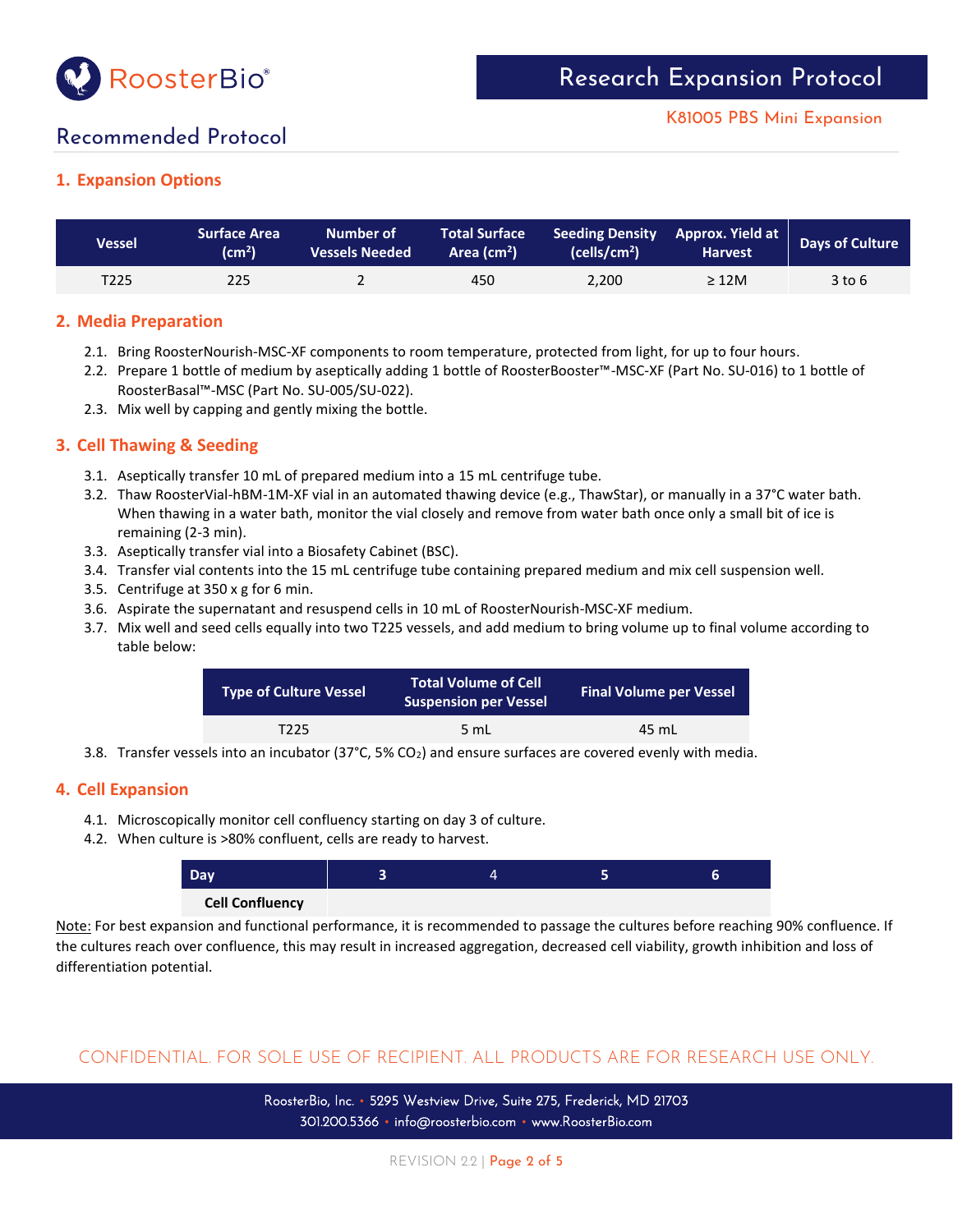# Research Expansion Protocol

K81005 PBS Mini Expansion

## Recommended Protocol

### 1. Expansion Options

| Vessel | Surface Area (cm²) | Number of Vessels Needed | Total Surface Area (cm²) | Seeding Density (cells/cm²) | Approx. Yield at Harvest | Days of Culture |
|---|---|---|---|---|---|---|
| T225 | 225 | 2 | 450 | 2,200 | ≥ 12M | 3 to 6 |

### 2. Media Preparation

2.1. Bring RoosterNourish-MSC-XF components to room temperature, protected from light, for up to four hours.

2.2. Prepare 1 bottle of medium by aseptically adding 1 bottle of RoosterBooster™-MSC-XF (Part No. SU-016) to 1 bottle of RoosterBasal™-MSC (Part No. SU-005/SU-022).

2.3. Mix well by capping and gently mixing the bottle.

### 3. Cell Thawing & Seeding

3.1. Aseptically transfer 10 mL of prepared medium into a 15 mL centrifuge tube.

3.2. Thaw RoosterVial-hBM-1M-XF vial in an automated thawing device (e.g., ThawStar), or manually in a 37°C water bath. When thawing in a water bath, monitor the vial closely and remove from water bath once only a small bit of ice is remaining (2-3 min).

3.3. Aseptically transfer vial into a Biosafety Cabinet (BSC).

3.4. Transfer vial contents into the 15 mL centrifuge tube containing prepared medium and mix cell suspension well.

3.5. Centrifuge at 350 x g for 6 min.

3.6. Aspirate the supernatant and resuspend cells in 10 mL of RoosterNourish-MSC-XF medium.

3.7. Mix well and seed cells equally into two T225 vessels, and add medium to bring volume up to final volume according to table below:

| Type of Culture Vessel | Total Volume of Cell Suspension per Vessel | Final Volume per Vessel |
|---|---|---|
| T225 | 5 mL | 45 mL |

3.8. Transfer vessels into an incubator (37°C, 5% $CO_2$) and ensure surfaces are covered evenly with media.

### 4. Cell Expansion

4.1. Microscopically monitor cell confluency starting on day 3 of culture.

4.2. When culture is >80% confluent, cells are ready to harvest.

| Day | 3 | 4 | 5 | 6 |
|---|---|---|---|---|
| **Cell Confluency** | | | | |

Note: For best expansion and functional performance, it is recommended to passage the cultures before reaching 90% confluence. If the cultures reach over confluence, this may result in increased aggregation, decreased cell viability, growth inhibition and loss of differentiation potential.

CONFIDENTIAL. FOR SOLE USE OF RECIPIENT. ALL PRODUCTS ARE FOR RESEARCH USE ONLY.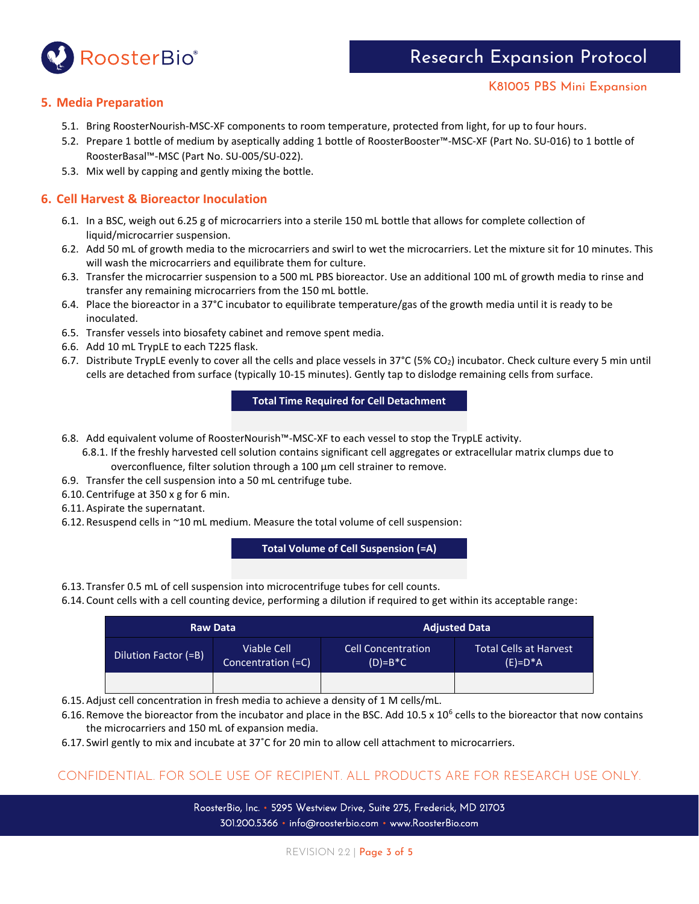## 5. Media Preparation

5.1. Bring RoosterNourish-MSC-XF components to room temperature, protected from light, for up to four hours.

5.2. Prepare 1 bottle of medium by aseptically adding 1 bottle of RoosterBooster™-MSC-XF (Part No. SU-016) to 1 bottle of RoosterBasal™-MSC (Part No. SU-005/SU-022).

5.3. Mix well by capping and gently mixing the bottle.

## 6. Cell Harvest & Bioreactor Inoculation

6.1. In a BSC, weigh out 6.25 g of microcarriers into a sterile 150 mL bottle that allows for complete collection of liquid/microcarrier suspension.

6.2. Add 50 mL of growth media to the microcarriers and swirl to wet the microcarriers. Let the mixture sit for 10 minutes. This will wash the microcarriers and equilibrate them for culture.

6.3. Transfer the microcarrier suspension to a 500 mL PBS bioreactor. Use an additional 100 mL of growth media to rinse and transfer any remaining microcarriers from the 150 mL bottle.

6.4. Place the bioreactor in a 37°C incubator to equilibrate temperature/gas of the growth media until it is ready to be inoculated.

6.5. Transfer vessels into biosafety cabinet and remove spent media.

6.6. Add 10 mL TrypLE to each T225 flask.

6.7. Distribute TrypLE evenly to cover all the cells and place vessels in 37°C (5% $CO_2$) incubator. Check culture every 5 min until cells are detached from surface (typically 10-15 minutes). Gently tap to dislodge remaining cells from surface.

| Total Time Required for Cell Detachment |
|---|
| |

6.8. Add equivalent volume of RoosterNourish™-MSC-XF to each vessel to stop the TrypLE activity.

6.8.1. If the freshly harvested cell solution contains significant cell aggregates or extracellular matrix clumps due to overconfluence, filter solution through a 100 µm cell strainer to remove.

6.9. Transfer the cell suspension into a 50 mL centrifuge tube.

6.10. Centrifuge at 350 x g for 6 min.

6.11. Aspirate the supernatant.

6.12. Resuspend cells in ~10 mL medium. Measure the total volume of cell suspension:

| Total Volume of Cell Suspension (=A) |
|---|
| |

6.13. Transfer 0.5 mL of cell suspension into microcentrifuge tubes for cell counts.

6.14. Count cells with a cell counting device, performing a dilution if required to get within its acceptable range:

| Raw Data | | Adjusted Data | |
|---|---|---|---|
| Dilution Factor (=B) | Viable Cell Concentration (=C) | Cell Concentration (D)=B*C | Total Cells at Harvest (E)=D*A |
| | | | |

6.15. Adjust cell concentration in fresh media to achieve a density of 1 M cells/mL.

6.16. Remove the bioreactor from the incubator and place in the BSC. Add 10.5 x $10^6$ cells to the bioreactor that now contains the microcarriers and 150 mL of expansion media.

6.17. Swirl gently to mix and incubate at 37˚C for 20 min to allow cell attachment to microcarriers.

CONFIDENTIAL. FOR SOLE USE OF RECIPIENT. ALL PRODUCTS ARE FOR RESEARCH USE ONLY.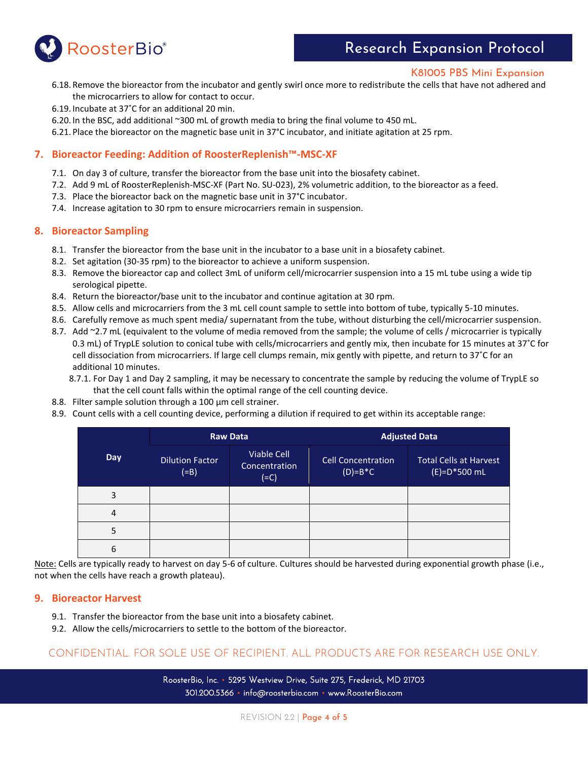6.18. Remove the bioreactor from the incubator and gently swirl once more to redistribute the cells that have not adhered and the microcarriers to allow for contact to occur.

6.19. Incubate at 37˚C for an additional 20 min.

6.20. In the BSC, add additional ~300 mL of growth media to bring the final volume to 450 mL.

6.21. Place the bioreactor on the magnetic base unit in 37°C incubator, and initiate agitation at 25 rpm.

## 7. Bioreactor Feeding: Addition of RoosterReplenish™-MSC-XF

7.1. On day 3 of culture, transfer the bioreactor from the base unit into the biosafety cabinet.

7.2. Add 9 mL of RoosterReplenish-MSC-XF (Part No. SU-023), 2% volumetric addition, to the bioreactor as a feed.

7.3. Place the bioreactor back on the magnetic base unit in 37°C incubator.

7.4. Increase agitation to 30 rpm to ensure microcarriers remain in suspension.

## 8. Bioreactor Sampling

8.1. Transfer the bioreactor from the base unit in the incubator to a base unit in a biosafety cabinet.

8.2. Set agitation (30-35 rpm) to the bioreactor to achieve a uniform suspension.

8.3. Remove the bioreactor cap and collect 3mL of uniform cell/microcarrier suspension into a 15 mL tube using a wide tip serological pipette.

8.4. Return the bioreactor/base unit to the incubator and continue agitation at 30 rpm.

8.5. Allow cells and microcarriers from the 3 mL cell count sample to settle into bottom of tube, typically 5-10 minutes.

8.6. Carefully remove as much spent media/ supernatant from the tube, without disturbing the cell/microcarrier suspension.

8.7. Add ~2.7 mL (equivalent to the volume of media removed from the sample; the volume of cells / microcarrier is typically 0.3 mL) of TrypLE solution to conical tube with cells/microcarriers and gently mix, then incubate for 15 minutes at 37˚C for cell dissociation from microcarriers. If large cell clumps remain, mix gently with pipette, and return to 37˚C for an additional 10 minutes.

8.7.1. For Day 1 and Day 2 sampling, it may be necessary to concentrate the sample by reducing the volume of TrypLE so that the cell count falls within the optimal range of the cell counting device.

8.8. Filter sample solution through a 100 µm cell strainer.

8.9. Count cells with a cell counting device, performing a dilution if required to get within its acceptable range:

| Day | Raw Data | | Adjusted Data | |
|---|---|---|---|---|
| | Dilution Factor (=B) | Viable Cell Concentration (=C) | Cell Concentration (D)=B*C | Total Cells at Harvest (E)=D*500 mL |
| 3 | | | | |
| 4 | | | | |
| 5 | | | | |
| 6 | | | | |

Note: Cells are typically ready to harvest on day 5-6 of culture. Cultures should be harvested during exponential growth phase (i.e., not when the cells have reach a growth plateau).

## 9. Bioreactor Harvest

9.1. Transfer the bioreactor from the base unit into a biosafety cabinet.

9.2. Allow the cells/microcarriers to settle to the bottom of the bioreactor.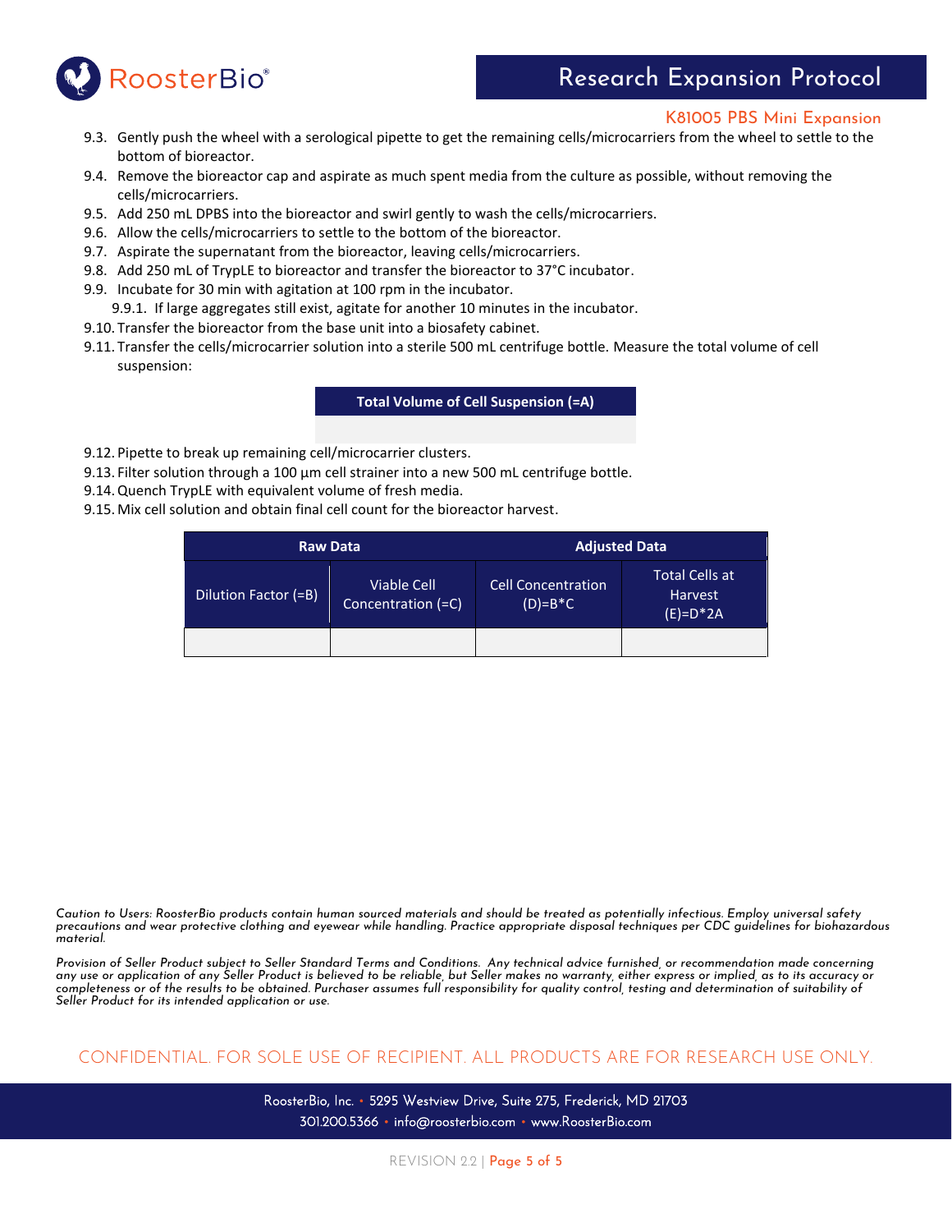9.3. Gently push the wheel with a serological pipette to get the remaining cells/microcarriers from the wheel to settle to the bottom of bioreactor.

9.4. Remove the bioreactor cap and aspirate as much spent media from the culture as possible, without removing the cells/microcarriers.

9.5. Add 250 mL DPBS into the bioreactor and swirl gently to wash the cells/microcarriers.

9.6. Allow the cells/microcarriers to settle to the bottom of the bioreactor.

9.7. Aspirate the supernatant from the bioreactor, leaving cells/microcarriers.

9.8. Add 250 mL of TrypLE to bioreactor and transfer the bioreactor to 37°C incubator.

9.9. Incubate for 30 min with agitation at 100 rpm in the incubator.

9.9.1. If large aggregates still exist, agitate for another 10 minutes in the incubator.

9.10. Transfer the bioreactor from the base unit into a biosafety cabinet.

9.11. Transfer the cells/microcarrier solution into a sterile 500 mL centrifuge bottle. Measure the total volume of cell suspension:

| Total Volume of Cell Suspension (=A) |
|---|
| |

9.12. Pipette to break up remaining cell/microcarrier clusters.

9.13. Filter solution through a 100 µm cell strainer into a new 500 mL centrifuge bottle.

9.14. Quench TrypLE with equivalent volume of fresh media.

9.15. Mix cell solution and obtain final cell count for the bioreactor harvest.

| Raw Data | | Adjusted Data | |
|---|---|---|---|
| Dilution Factor (=B) | Viable Cell Concentration (=C) | Cell Concentration (D)=B*C | Total Cells at Harvest (E)=D*2A |
| | | | |

*Caution to Users: RoosterBio products contain human sourced materials and should be treated as potentially infectious. Employ universal safety precautions and wear protective clothing and eyewear while handling. Practice appropriate disposal techniques per CDC guidelines for biohazardous material.*

*Provision of Seller Product subject to Seller Standard Terms and Conditions. Any technical advice furnished, or recommendation made concerning any use or application of any Seller Product is believed to be reliable, but Seller makes no warranty, either express or implied, as to its accuracy or completeness or of the results to be obtained. Purchaser assumes full responsibility for quality control, testing and determination of suitability of Seller Product for its intended application or use.*